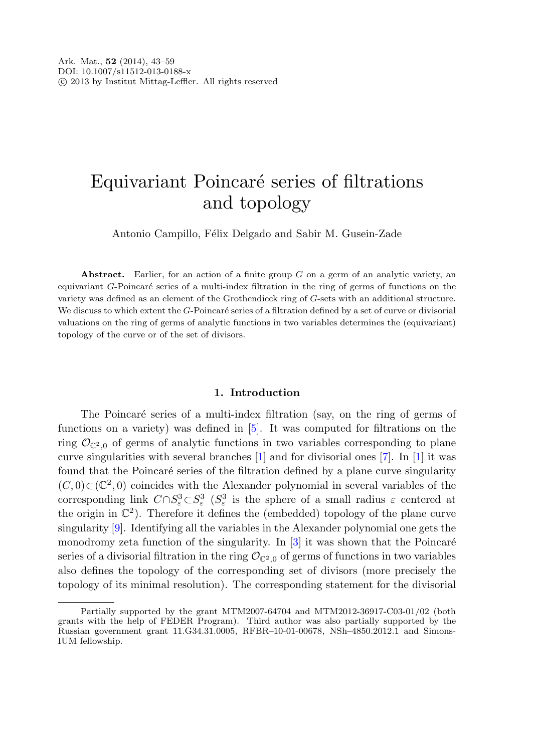Ark. Mat., **52** (2014), 43–59
DOI: 10.1007/s11512-013-0188-x
© 2013 by Institut Mittag-Leffler. All rights reserved

# Equivariant Poincaré series of filtrations and topology

Antonio Campillo, Félix Delgado and Sabir M. Gusein-Zade

**Abstract.** Earlier, for an action of a finite group $G$ on a germ of an analytic variety, an equivariant $G$-Poincaré series of a multi-index filtration in the ring of germs of functions on the variety was defined as an element of the Grothendieck ring of $G$-sets with an additional structure. We discuss to which extent the $G$-Poincaré series of a filtration defined by a set of curve or divisorial valuations on the ring of germs of analytic functions in two variables determines the (equivariant) topology of the curve or of the set of divisors.

## 1. Introduction

The Poincaré series of a multi-index filtration (say, on the ring of germs of functions on a variety) was defined in [5]. It was computed for filtrations on the ring $\mathcal{O}_{\mathbb{C}^2,0}$ of germs of analytic functions in two variables corresponding to plane curve singularities with several branches [1] and for divisorial ones [7]. In [1] it was found that the Poincaré series of the filtration defined by a plane curve singularity $(C,0)\subset(\mathbb{C}^2,0)$ coincides with the Alexander polynomial in several variables of the corresponding link $C\cap S^3_\varepsilon\subset S^3_\varepsilon$ ($S^3_\varepsilon$ is the sphere of a small radius $\varepsilon$ centered at the origin in $\mathbb{C}^2$). Therefore it defines the (embedded) topology of the plane curve singularity [9]. Identifying all the variables in the Alexander polynomial one gets the monodromy zeta function of the singularity. In [3] it was shown that the Poincaré series of a divisorial filtration in the ring $\mathcal{O}_{\mathbb{C}^2,0}$ of germs of functions in two variables also defines the topology of the corresponding set of divisors (more precisely the topology of its minimal resolution). The corresponding statement for the divisorial

Partially supported by the grant MTM2007-64704 and MTM2012-36917-C03-01/02 (both grants with the help of FEDER Program). Third author was also partially supported by the Russian government grant 11.G34.31.0005, RFBR–10-01-00678, NSh–4850.2012.1 and Simons-IUM fellowship.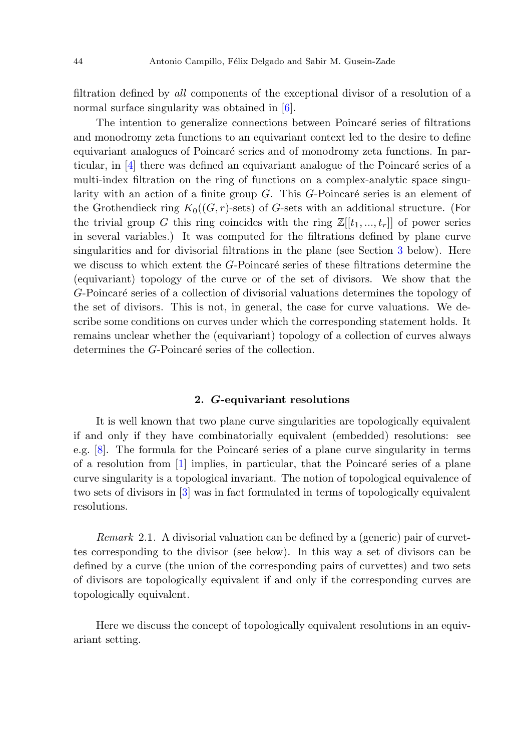filtration defined by *all* components of the exceptional divisor of a resolution of a normal surface singularity was obtained in [6].

The intention to generalize connections between Poincaré series of filtrations and monodromy zeta functions to an equivariant context led to the desire to define equivariant analogues of Poincaré series and of monodromy zeta functions. In particular, in [4] there was defined an equivariant analogue of the Poincaré series of a multi-index filtration on the ring of functions on a complex-analytic space singularity with an action of a finite group $G$. This $G$-Poincaré series is an element of the Grothendieck ring $K_0((G,r)\text{-sets})$ of $G$-sets with an additional structure. (For the trivial group $G$ this ring coincides with the ring $\mathbb{Z}[[t_1,...,t_r]]$ of power series in several variables.) It was computed for the filtrations defined by plane curve singularities and for divisorial filtrations in the plane (see Section 3 below). Here we discuss to which extent the $G$-Poincaré series of these filtrations determine the (equivariant) topology of the curve or of the set of divisors. We show that the $G$-Poincaré series of a collection of divisorial valuations determines the topology of the set of divisors. This is not, in general, the case for curve valuations. We describe some conditions on curves under which the corresponding statement holds. It remains unclear whether the (equivariant) topology of a collection of curves always determines the $G$-Poincaré series of the collection.

## 2. $G$-equivariant resolutions

It is well known that two plane curve singularities are topologically equivalent if and only if they have combinatorially equivalent (embedded) resolutions: see e.g. [8]. The formula for the Poincaré series of a plane curve singularity in terms of a resolution from [1] implies, in particular, that the Poincaré series of a plane curve singularity is a topological invariant. The notion of topological equivalence of two sets of divisors in [3] was in fact formulated in terms of topologically equivalent resolutions.

*Remark* 2.1. A divisorial valuation can be defined by a (generic) pair of curvettes corresponding to the divisor (see below). In this way a set of divisors can be defined by a curve (the union of the corresponding pairs of curvettes) and two sets of divisors are topologically equivalent if and only if the corresponding curves are topologically equivalent.

Here we discuss the concept of topologically equivalent resolutions in an equivariant setting.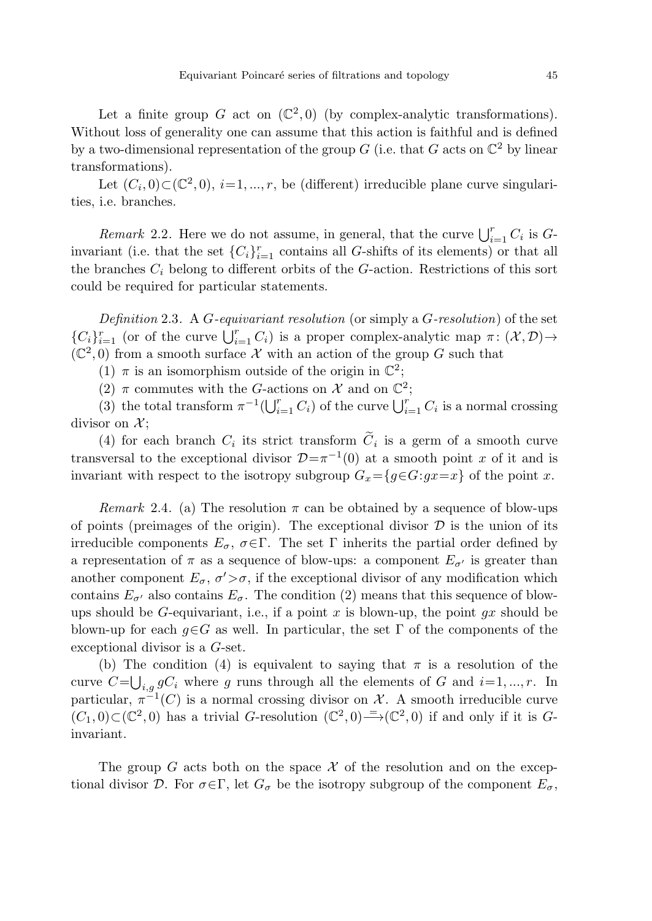Let a finite group $G$ act on $(\mathbb{C}^2, 0)$ (by complex-analytic transformations). Without loss of generality one can assume that this action is faithful and is defined by a two-dimensional representation of the group $G$ (i.e. that $G$ acts on $\mathbb{C}^2$ by linear transformations).

Let $(C_i, 0) \subset (\mathbb{C}^2, 0)$, $i=1, ..., r$, be (different) irreducible plane curve singularities, i.e. branches.

*Remark* 2.2. Here we do not assume, in general, that the curve $\bigcup_{i=1}^r C_i$ is $G$-invariant (i.e. that the set $\{C_i\}_{i=1}^r$ contains all $G$-shifts of its elements) or that all the branches $C_i$ belong to different orbits of the $G$-action. Restrictions of this sort could be required for particular statements.

*Definition* 2.3. A *$G$-equivariant resolution* (or simply a *$G$-resolution*) of the set $\{C_i\}_{i=1}^r$ (or of the curve $\bigcup_{i=1}^r C_i$) is a proper complex-analytic map $\pi\colon (\mathcal{X}, \mathcal{D}) \to (\mathbb{C}^2, 0)$ from a smooth surface $\mathcal{X}$ with an action of the group $G$ such that

(1) $\pi$ is an isomorphism outside of the origin in $\mathbb{C}^2$;

(2) $\pi$ commutes with the $G$-actions on $\mathcal{X}$ and on $\mathbb{C}^2$;

(3) the total transform $\pi^{-1}(\bigcup_{i=1}^r C_i)$ of the curve $\bigcup_{i=1}^r C_i$ is a normal crossing divisor on $\mathcal{X}$;

(4) for each branch $C_i$ its strict transform $\widetilde{C}_i$ is a germ of a smooth curve transversal to the exceptional divisor $\mathcal{D}=\pi^{-1}(0)$ at a smooth point $x$ of it and is invariant with respect to the isotropy subgroup $G_x=\{g \in G : gx = x\}$ of the point $x$.

*Remark* 2.4. (a) The resolution $\pi$ can be obtained by a sequence of blow-ups of points (preimages of the origin). The exceptional divisor $\mathcal{D}$ is the union of its irreducible components $E_\sigma$, $\sigma \in \Gamma$. The set $\Gamma$ inherits the partial order defined by a representation of $\pi$ as a sequence of blow-ups: a component $E_{\sigma'}$ is greater than another component $E_\sigma$, $\sigma' > \sigma$, if the exceptional divisor of any modification which contains $E_{\sigma'}$ also contains $E_\sigma$. The condition (2) means that this sequence of blow-ups should be $G$-equivariant, i.e., if a point $x$ is blown-up, the point $gx$ should be blown-up for each $g \in G$ as well. In particular, the set $\Gamma$ of the components of the exceptional divisor is a $G$-set.

(b) The condition (4) is equivalent to saying that $\pi$ is a resolution of the curve $C = \bigcup_{i,g} gC_i$ where $g$ runs through all the elements of $G$ and $i=1, ..., r$. In particular, $\pi^{-1}(C)$ is a normal crossing divisor on $\mathcal{X}$. A smooth irreducible curve $(C_1, 0) \subset (\mathbb{C}^2, 0)$ has a trivial $G$-resolution $(\mathbb{C}^2, 0) \xrightarrow{=} (\mathbb{C}^2, 0)$ if and only if it is $G$-invariant.

The group $G$ acts both on the space $\mathcal{X}$ of the resolution and on the exceptional divisor $\mathcal{D}$. For $\sigma \in \Gamma$, let $G_\sigma$ be the isotropy subgroup of the component $E_\sigma$,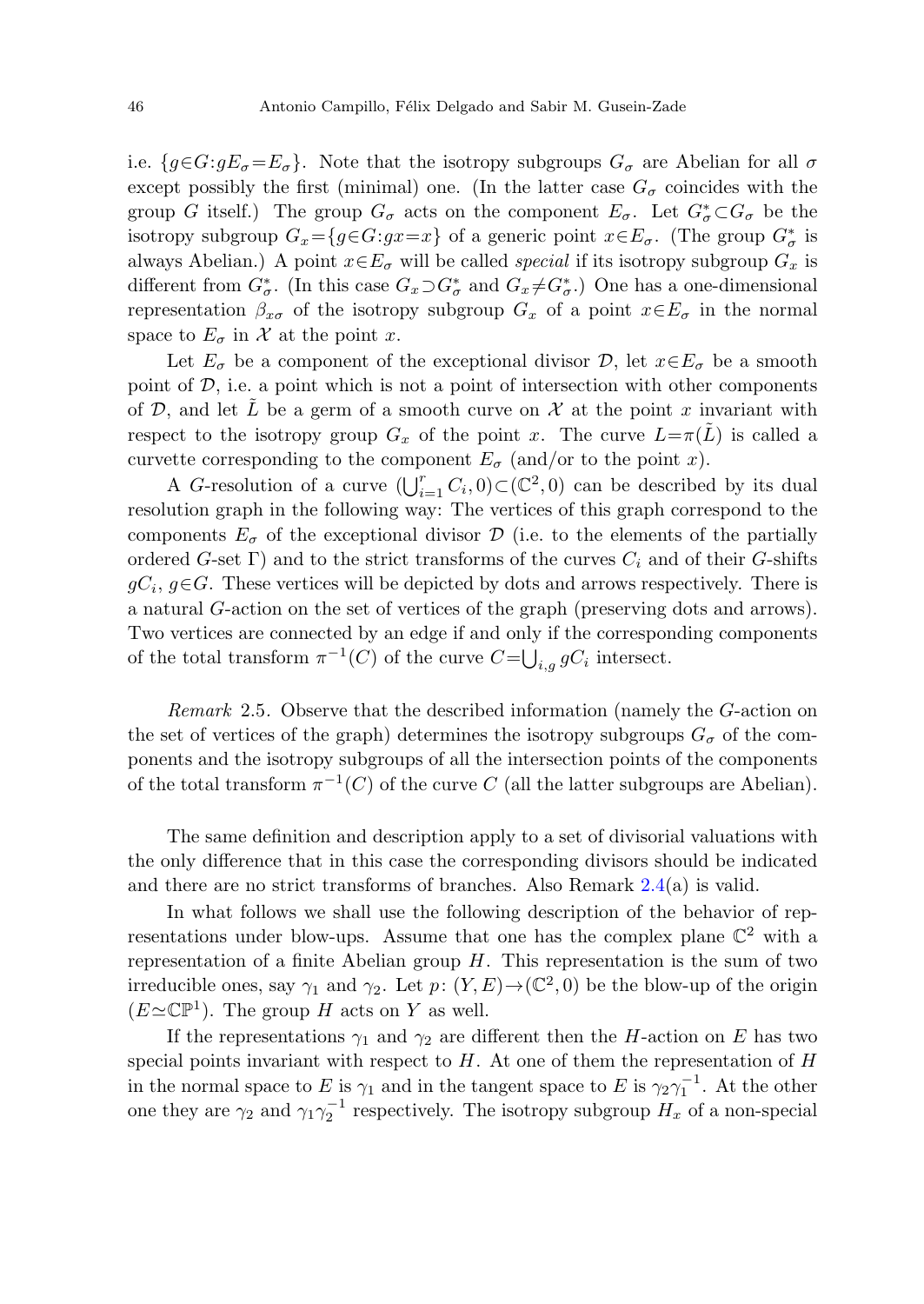i.e. $\{g\in G : gE_\sigma = E_\sigma\}$. Note that the isotropy subgroups $G_\sigma$ are Abelian for all $\sigma$ except possibly the first (minimal) one. (In the latter case $G_\sigma$ coincides with the group $G$ itself.) The group $G_\sigma$ acts on the component $E_\sigma$. Let $G^*_\sigma \subset G_\sigma$ be the isotropy subgroup $G_x = \{g\in G : gx = x\}$ of a generic point $x\in E_\sigma$. (The group $G^*_\sigma$ is always Abelian.) A point $x\in E_\sigma$ will be called *special* if its isotropy subgroup $G_x$ is different from $G^*_\sigma$. (In this case $G_x \supset G^*_\sigma$ and $G_x \neq G^*_\sigma$.) One has a one-dimensional representation $\beta_{x\sigma}$ of the isotropy subgroup $G_x$ of a point $x\in E_\sigma$ in the normal space to $E_\sigma$ in $\mathcal{X}$ at the point $x$.

Let $E_\sigma$ be a component of the exceptional divisor $\mathcal{D}$, let $x\in E_\sigma$ be a smooth point of $\mathcal{D}$, i.e. a point which is not a point of intersection with other components of $\mathcal{D}$, and let $\tilde{L}$ be a germ of a smooth curve on $\mathcal{X}$ at the point $x$ invariant with respect to the isotropy group $G_x$ of the point $x$. The curve $L=\pi(\tilde{L})$ is called a curvette corresponding to the component $E_\sigma$ (and/or to the point $x$).

A $G$-resolution of a curve $(\bigcup_{i=1}^r C_i, 0)\subset(\mathbb{C}^2, 0)$ can be described by its dual resolution graph in the following way: The vertices of this graph correspond to the components $E_\sigma$ of the exceptional divisor $\mathcal{D}$ (i.e. to the elements of the partially ordered $G$-set $\Gamma$) and to the strict transforms of the curves $C_i$ and of their $G$-shifts $gC_i$, $g\in G$. These vertices will be depicted by dots and arrows respectively. There is a natural $G$-action on the set of vertices of the graph (preserving dots and arrows). Two vertices are connected by an edge if and only if the corresponding components of the total transform $\pi^{-1}(C)$ of the curve $C=\bigcup_{i,g} gC_i$ intersect.

*Remark* 2.5. Observe that the described information (namely the $G$-action on the set of vertices of the graph) determines the isotropy subgroups $G_\sigma$ of the components and the isotropy subgroups of all the intersection points of the components of the total transform $\pi^{-1}(C)$ of the curve $C$ (all the latter subgroups are Abelian).

The same definition and description apply to a set of divisorial valuations with the only difference that in this case the corresponding divisors should be indicated and there are no strict transforms of branches. Also Remark 2.4(a) is valid.

In what follows we shall use the following description of the behavior of representations under blow-ups. Assume that one has the complex plane $\mathbb{C}^2$ with a representation of a finite Abelian group $H$. This representation is the sum of two irreducible ones, say $\gamma_1$ and $\gamma_2$. Let $p\colon (Y, E)\to(\mathbb{C}^2, 0)$ be the blow-up of the origin ($E\simeq\mathbb{CP}^1$). The group $H$ acts on $Y$ as well.

If the representations $\gamma_1$ and $\gamma_2$ are different then the $H$-action on $E$ has two special points invariant with respect to $H$. At one of them the representation of $H$ in the normal space to $E$ is $\gamma_1$ and in the tangent space to $E$ is $\gamma_2\gamma_1^{-1}$. At the other one they are $\gamma_2$ and $\gamma_1\gamma_2^{-1}$ respectively. The isotropy subgroup $H_x$ of a non-special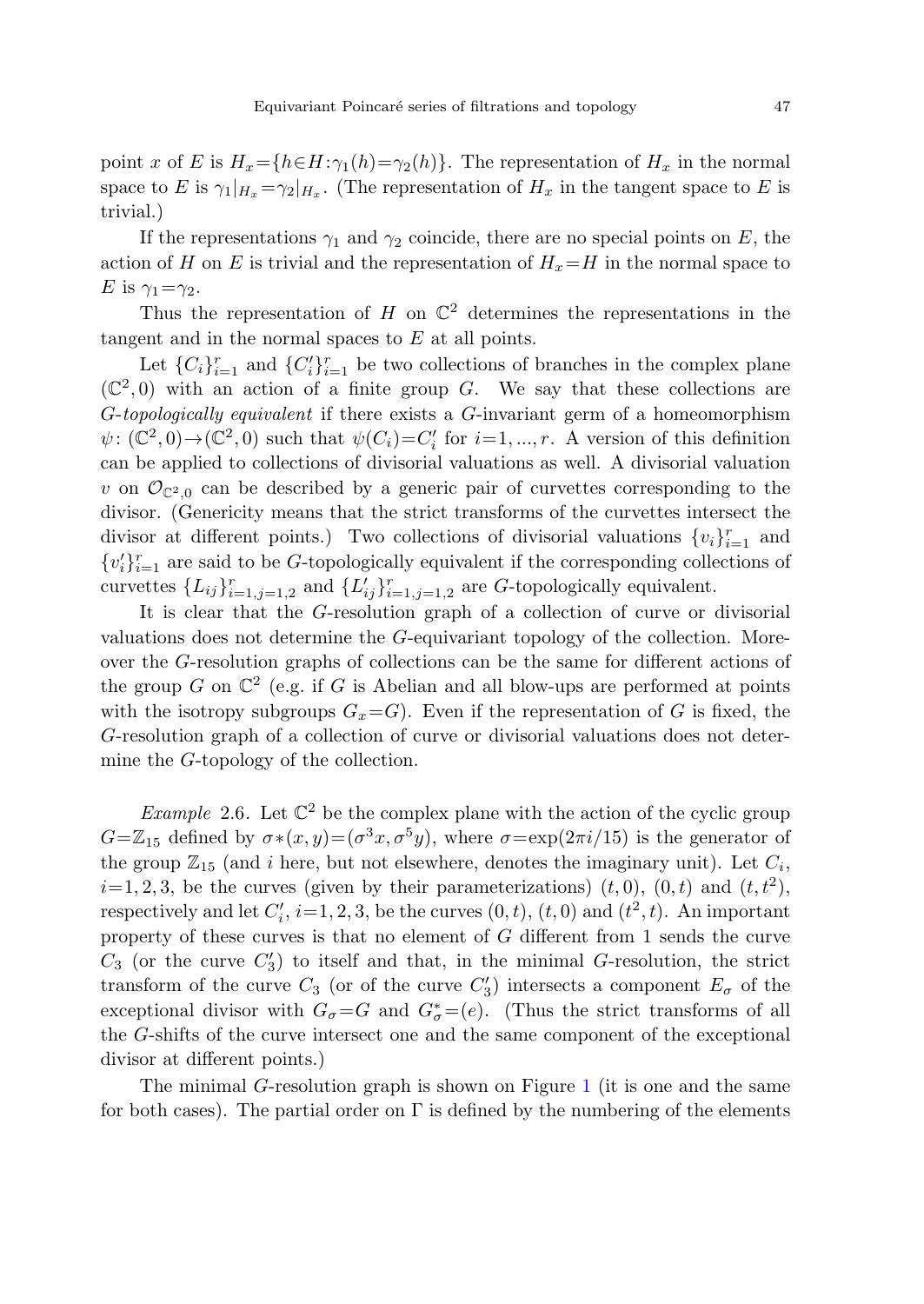point $x$ of $E$ is $H_x=\{h\in H:\gamma_1(h)=\gamma_2(h)\}$. The representation of $H_x$ in the normal space to $E$ is $\gamma_1|_{H_x}=\gamma_2|_{H_x}$. (The representation of $H_x$ in the tangent space to $E$ is trivial.)

If the representations $\gamma_1$ and $\gamma_2$ coincide, there are no special points on $E$, the action of $H$ on $E$ is trivial and the representation of $H_x=H$ in the normal space to $E$ is $\gamma_1=\gamma_2$.

Thus the representation of $H$ on $\mathbb{C}^2$ determines the representations in the tangent and in the normal spaces to $E$ at all points.

Let $\{C_i\}_{i=1}^r$ and $\{C'_i\}_{i=1}^r$ be two collections of branches in the complex plane $(\mathbb{C}^2,0)$ with an action of a finite group $G$. We say that these collections are *G-topologically equivalent* if there exists a $G$-invariant germ of a homeomorphism $\psi\colon(\mathbb{C}^2,0)\to(\mathbb{C}^2,0)$ such that $\psi(C_i)=C'_i$ for $i=1,...,r$. A version of this definition can be applied to collections of divisorial valuations as well. A divisorial valuation $v$ on $\mathcal{O}_{\mathbb{C}^2,0}$ can be described by a generic pair of curvettes corresponding to the divisor. (Genericity means that the strict transforms of the curvettes intersect the divisor at different points.) Two collections of divisorial valuations $\{v_i\}_{i=1}^r$ and $\{v'_i\}_{i=1}^r$ are said to be $G$-topologically equivalent if the corresponding collections of curvettes $\{L_{ij}\}_{i=1,j=1,2}^r$ and $\{L'_{ij}\}_{i=1,j=1,2}^r$ are $G$-topologically equivalent.

It is clear that the $G$-resolution graph of a collection of curve or divisorial valuations does not determine the $G$-equivariant topology of the collection. Moreover the $G$-resolution graphs of collections can be the same for different actions of the group $G$ on $\mathbb{C}^2$ (e.g. if $G$ is Abelian and all blow-ups are performed at points with the isotropy subgroups $G_x=G$). Even if the representation of $G$ is fixed, the $G$-resolution graph of a collection of curve or divisorial valuations does not determine the $G$-topology of the collection.

*Example* 2.6. Let $\mathbb{C}^2$ be the complex plane with the action of the cyclic group $G=\mathbb{Z}_{15}$ defined by $\sigma*(x,y)=(\sigma^3x,\sigma^5y)$, where $\sigma=\exp(2\pi i/15)$ is the generator of the group $\mathbb{Z}_{15}$ (and $i$ here, but not elsewhere, denotes the imaginary unit). Let $C_i$, $i=1,2,3$, be the curves (given by their parameterizations) $(t,0)$, $(0,t)$ and $(t,t^2)$, respectively and let $C'_i$, $i=1,2,3$, be the curves $(0,t)$, $(t,0)$ and $(t^2,t)$. An important property of these curves is that no element of $G$ different from 1 sends the curve $C_3$ (or the curve $C'_3$) to itself and that, in the minimal $G$-resolution, the strict transform of the curve $C_3$ (or of the curve $C'_3$) intersects a component $E_\sigma$ of the exceptional divisor with $G_\sigma=G$ and $G^*_\sigma=(e)$. (Thus the strict transforms of all the $G$-shifts of the curve intersect one and the same component of the exceptional divisor at different points.)

The minimal $G$-resolution graph is shown on Figure 1 (it is one and the same for both cases). The partial order on $\Gamma$ is defined by the numbering of the elements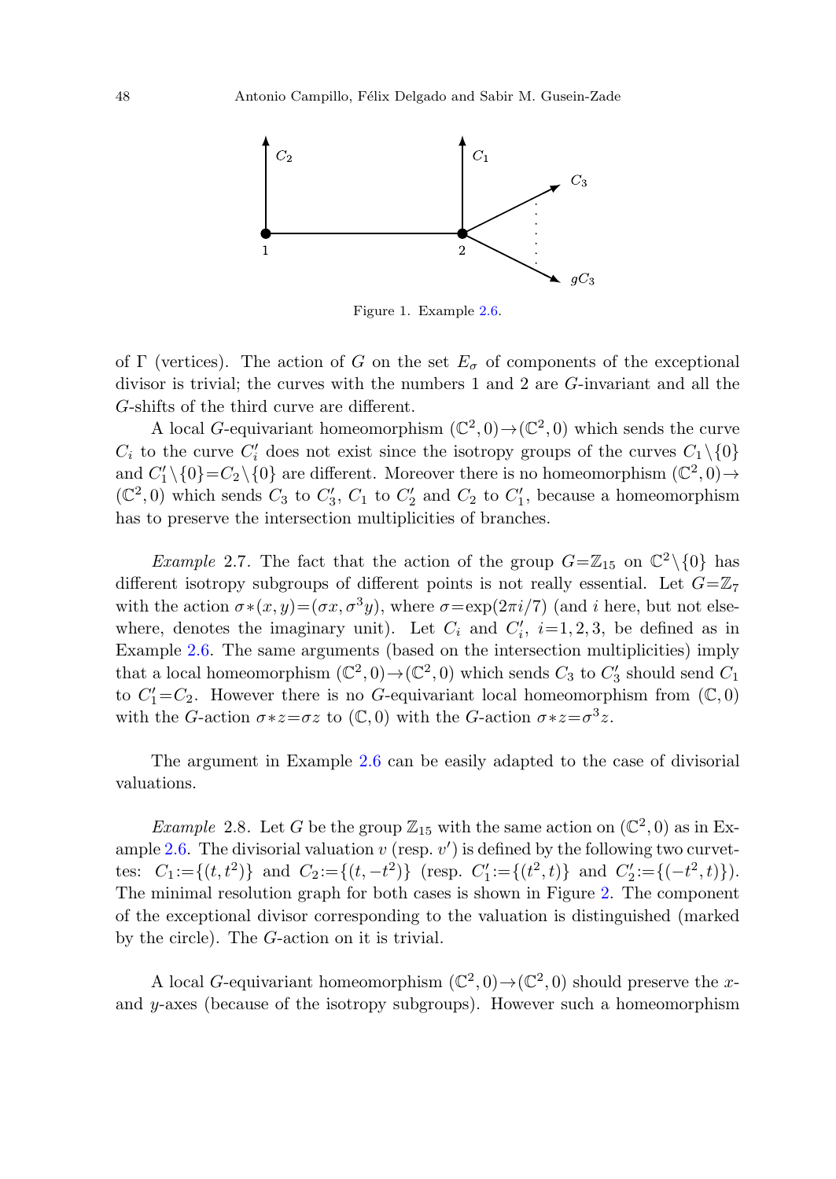Figure 1. Example 2.6.

of $\Gamma$ (vertices). The action of $G$ on the set $E_\sigma$ of components of the exceptional divisor is trivial; the curves with the numbers 1 and 2 are $G$-invariant and all the $G$-shifts of the third curve are different.

A local $G$-equivariant homeomorphism $(\mathbb{C}^2,0)\to(\mathbb{C}^2,0)$ which sends the curve $C_i$ to the curve $C_i'$ does not exist since the isotropy groups of the curves $C_1\setminus\{0\}$ and $C_1'\setminus\{0\}=C_2\setminus\{0\}$ are different. Moreover there is no homeomorphism $(\mathbb{C}^2,0)\to(\mathbb{C}^2,0)$ which sends $C_3$ to $C_3'$, $C_1$ to $C_2'$ and $C_2$ to $C_1'$, because a homeomorphism has to preserve the intersection multiplicities of branches.

*Example* 2.7. The fact that the action of the group $G=\mathbb{Z}_{15}$ on $\mathbb{C}^2\setminus\{0\}$ has different isotropy subgroups of different points is not really essential. Let $G=\mathbb{Z}_7$ with the action $\sigma*(x,y)=(\sigma x,\sigma^3 y)$, where $\sigma=\exp(2\pi i/7)$ (and $i$ here, but not elsewhere, denotes the imaginary unit). Let $C_i$ and $C_i'$, $i=1,2,3$, be defined as in Example 2.6. The same arguments (based on the intersection multiplicities) imply that a local homeomorphism $(\mathbb{C}^2,0)\to(\mathbb{C}^2,0)$ which sends $C_3$ to $C_3'$ should send $C_1$ to $C_1'=C_2$. However there is no $G$-equivariant local homeomorphism from $(\mathbb{C},0)$ with the $G$-action $\sigma*z=\sigma z$ to $(\mathbb{C},0)$ with the $G$-action $\sigma*z=\sigma^3 z$.

The argument in Example 2.6 can be easily adapted to the case of divisorial valuations.

*Example* 2.8. Let $G$ be the group $\mathbb{Z}_{15}$ with the same action on $(\mathbb{C}^2,0)$ as in Example 2.6. The divisorial valuation $v$ (resp. $v'$) is defined by the following two curvettes: $C_1:=\{(t,t^2)\}$ and $C_2:=\{(t,-t^2)\}$ (resp. $C_1':=\{(t^2,t)\}$ and $C_2':=\{(-t^2,t)\}$). The minimal resolution graph for both cases is shown in Figure 2. The component of the exceptional divisor corresponding to the valuation is distinguished (marked by the circle). The $G$-action on it is trivial.

A local $G$-equivariant homeomorphism $(\mathbb{C}^2,0)\to(\mathbb{C}^2,0)$ should preserve the $x$- and $y$-axes (because of the isotropy subgroups). However such a homeomorphism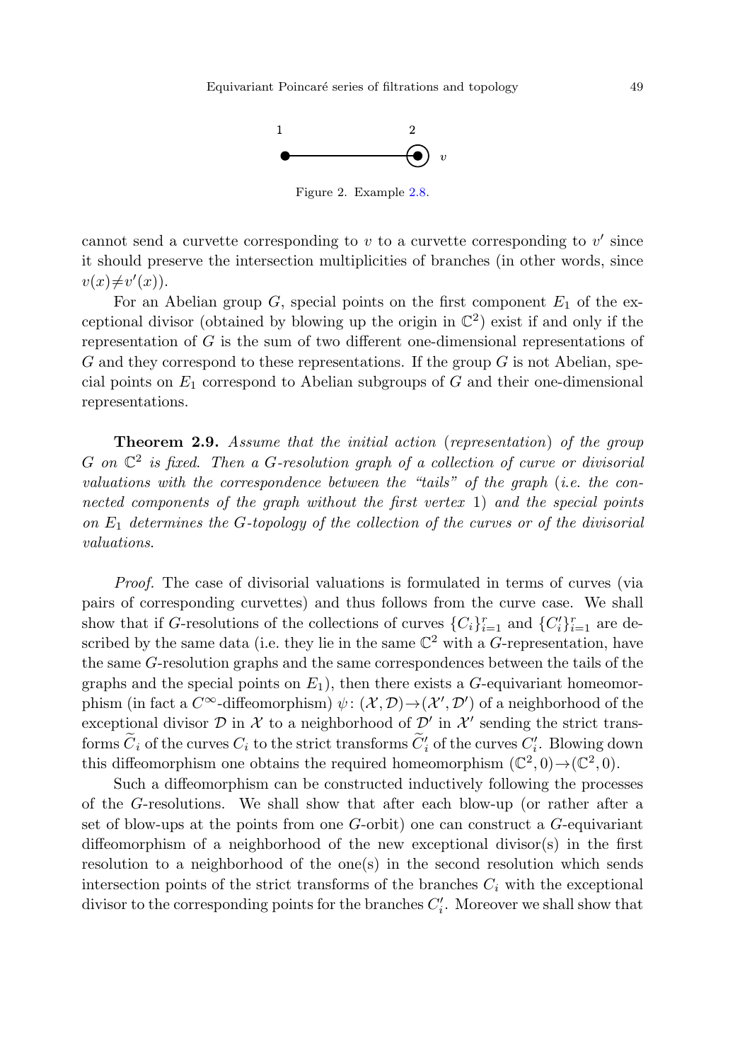Figure 2. Example 2.8.

cannot send a curvette corresponding to $v$ to a curvette corresponding to $v'$ since it should preserve the intersection multiplicities of branches (in other words, since $v(x) \neq v'(x)$).

For an Abelian group $G$, special points on the first component $E_1$ of the exceptional divisor (obtained by blowing up the origin in $\mathbb{C}^2$) exist if and only if the representation of $G$ is the sum of two different one-dimensional representations of $G$ and they correspond to these representations. If the group $G$ is not Abelian, special points on $E_1$ correspond to Abelian subgroups of $G$ and their one-dimensional representations.

**Theorem 2.9.** *Assume that the initial action* (*representation*) *of the group* $G$ *on* $\mathbb{C}^2$ *is fixed. Then a* $G$*-resolution graph of a collection of curve or divisorial valuations with the correspondence between the "tails" of the graph* (*i.e. the connected components of the graph without the first vertex* 1) *and the special points on* $E_1$ *determines the* $G$*-topology of the collection of the curves or of the divisorial valuations.*

*Proof.* The case of divisorial valuations is formulated in terms of curves (via pairs of corresponding curvettes) and thus follows from the curve case. We shall show that if $G$-resolutions of the collections of curves $\{C_i\}_{i=1}^r$ and $\{C'_i\}_{i=1}^r$ are described by the same data (i.e. they lie in the same $\mathbb{C}^2$ with a $G$-representation, have the same $G$-resolution graphs and the same correspondences between the tails of the graphs and the special points on $E_1$), then there exists a $G$-equivariant homeomorphism (in fact a $C^\infty$-diffeomorphism) $\psi\colon (\mathcal{X}, \mathcal{D}) \to (\mathcal{X}', \mathcal{D}')$ of a neighborhood of the exceptional divisor $\mathcal{D}$ in $\mathcal{X}$ to a neighborhood of $\mathcal{D}'$ in $\mathcal{X}'$ sending the strict transforms $\widetilde{C}_i$ of the curves $C_i$ to the strict transforms $\widetilde{C}'_i$ of the curves $C'_i$. Blowing down this diffeomorphism one obtains the required homeomorphism $(\mathbb{C}^2, 0) \to (\mathbb{C}^2, 0)$.

Such a diffeomorphism can be constructed inductively following the processes of the $G$-resolutions. We shall show that after each blow-up (or rather after a set of blow-ups at the points from one $G$-orbit) one can construct a $G$-equivariant diffeomorphism of a neighborhood of the new exceptional divisor(s) in the first resolution to a neighborhood of the one(s) in the second resolution which sends intersection points of the strict transforms of the branches $C_i$ with the exceptional divisor to the corresponding points for the branches $C'_i$. Moreover we shall show that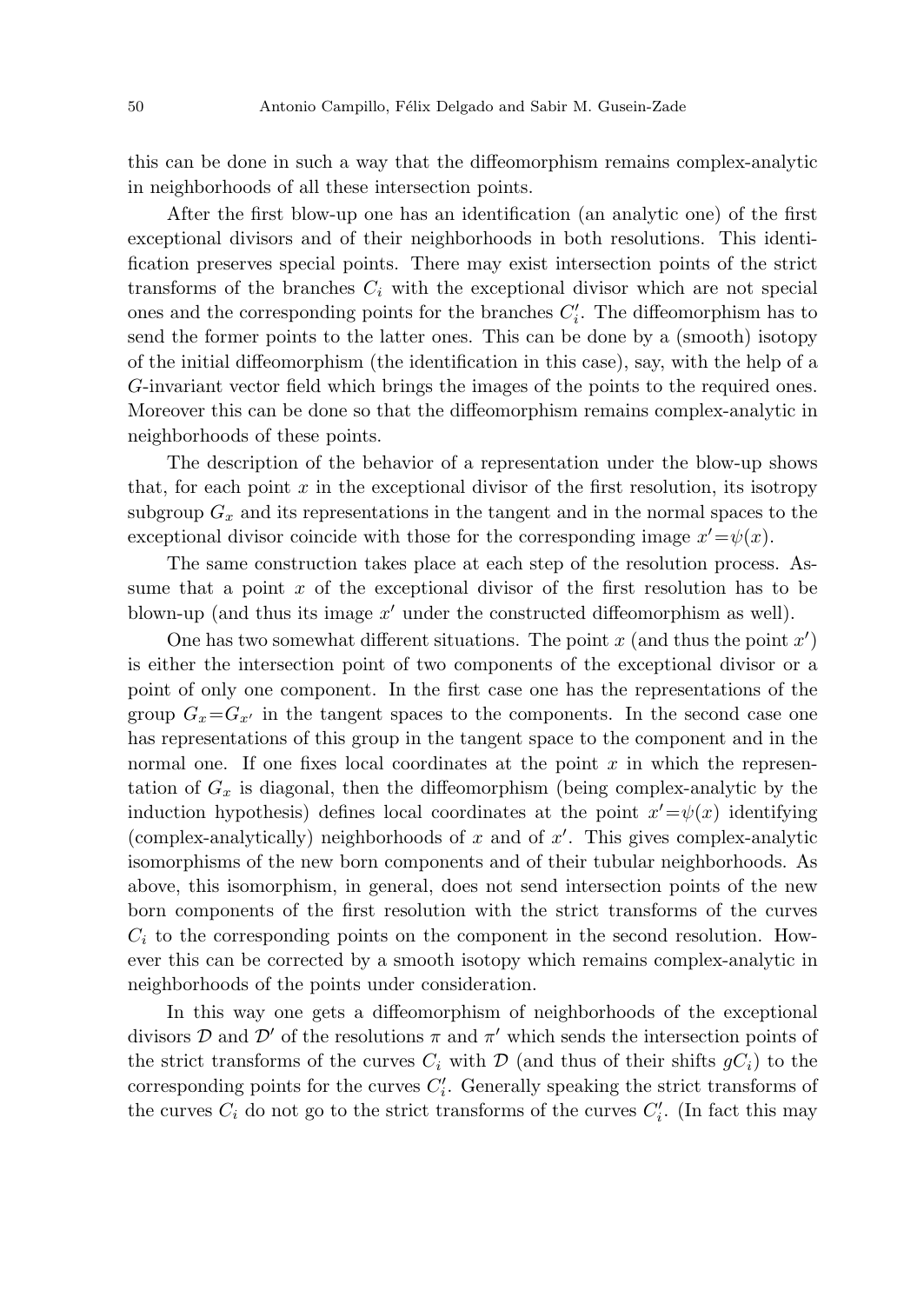this can be done in such a way that the diffeomorphism remains complex-analytic in neighborhoods of all these intersection points.

After the first blow-up one has an identification (an analytic one) of the first exceptional divisors and of their neighborhoods in both resolutions. This identification preserves special points. There may exist intersection points of the strict transforms of the branches $C_i$ with the exceptional divisor which are not special ones and the corresponding points for the branches $C'_i$. The diffeomorphism has to send the former points to the latter ones. This can be done by a (smooth) isotopy of the initial diffeomorphism (the identification in this case), say, with the help of a $G$-invariant vector field which brings the images of the points to the required ones. Moreover this can be done so that the diffeomorphism remains complex-analytic in neighborhoods of these points.

The description of the behavior of a representation under the blow-up shows that, for each point $x$ in the exceptional divisor of the first resolution, its isotropy subgroup $G_x$ and its representations in the tangent and in the normal spaces to the exceptional divisor coincide with those for the corresponding image $x'=\psi(x)$.

The same construction takes place at each step of the resolution process. Assume that a point $x$ of the exceptional divisor of the first resolution has to be blown-up (and thus its image $x'$ under the constructed diffeomorphism as well).

One has two somewhat different situations. The point $x$ (and thus the point $x'$) is either the intersection point of two components of the exceptional divisor or a point of only one component. In the first case one has the representations of the group $G_x=G_{x'}$ in the tangent spaces to the components. In the second case one has representations of this group in the tangent space to the component and in the normal one. If one fixes local coordinates at the point $x$ in which the representation of $G_x$ is diagonal, then the diffeomorphism (being complex-analytic by the induction hypothesis) defines local coordinates at the point $x'=\psi(x)$ identifying (complex-analytically) neighborhoods of $x$ and of $x'$. This gives complex-analytic isomorphisms of the new born components and of their tubular neighborhoods. As above, this isomorphism, in general, does not send intersection points of the new born components of the first resolution with the strict transforms of the curves $C_i$ to the corresponding points on the component in the second resolution. However this can be corrected by a smooth isotopy which remains complex-analytic in neighborhoods of the points under consideration.

In this way one gets a diffeomorphism of neighborhoods of the exceptional divisors $\mathcal{D}$ and $\mathcal{D}'$ of the resolutions $\pi$ and $\pi'$ which sends the intersection points of the strict transforms of the curves $C_i$ with $\mathcal{D}$ (and thus of their shifts $gC_i$) to the corresponding points for the curves $C'_i$. Generally speaking the strict transforms of the curves $C_i$ do not go to the strict transforms of the curves $C'_i$. (In fact this may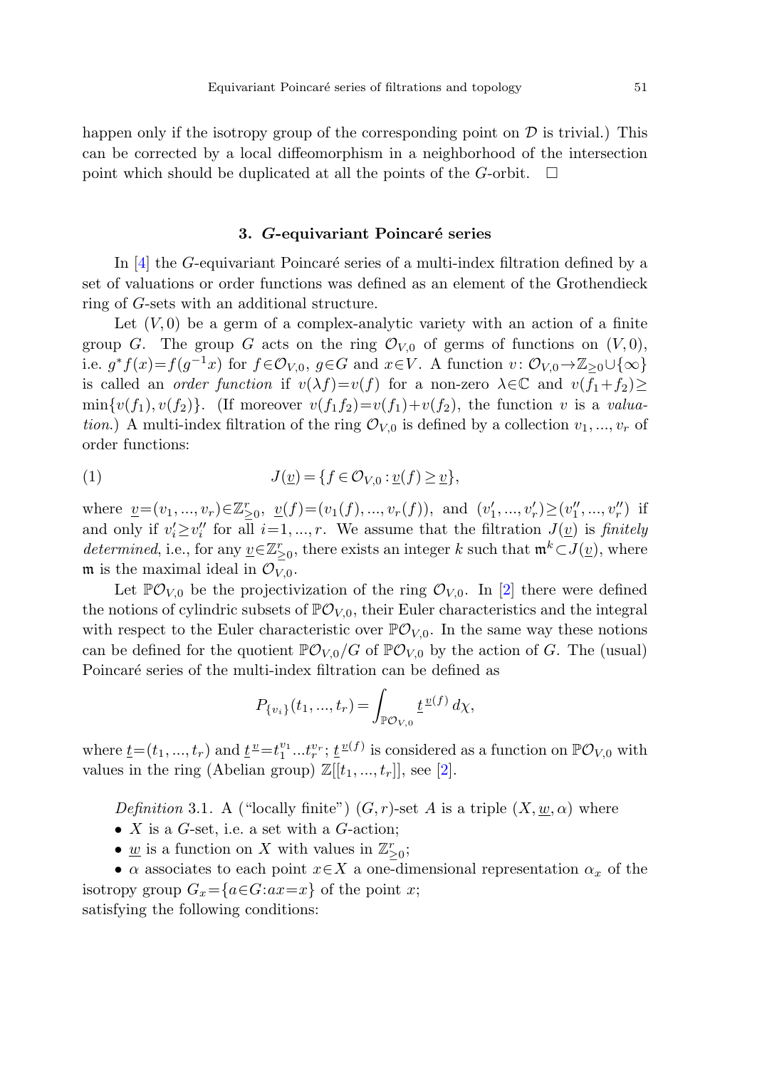happen only if the isotropy group of the corresponding point on $\mathcal{D}$ is trivial.) This can be corrected by a local diffeomorphism in a neighborhood of the intersection point which should be duplicated at all the points of the $G$-orbit. $\square$

## 3. $G$-equivariant Poincaré series

In [4] the $G$-equivariant Poincaré series of a multi-index filtration defined by a set of valuations or order functions was defined as an element of the Grothendieck ring of $G$-sets with an additional structure.

Let $(V,0)$ be a germ of a complex-analytic variety with an action of a finite group $G$. The group $G$ acts on the ring $\mathcal{O}_{V,0}$ of germs of functions on $(V,0)$, i.e. $g^*f(x)=f(g^{-1}x)$ for $f\in\mathcal{O}_{V,0}$, $g\in G$ and $x\in V$. A function $v\colon \mathcal{O}_{V,0}\to\mathbb{Z}_{\geq 0}\cup\{\infty\}$ is called an *order function* if $v(\lambda f)=v(f)$ for a non-zero $\lambda\in\mathbb{C}$ and $v(f_1+f_2)\geq \min\{v(f_1),v(f_2)\}$. (If moreover $v(f_1f_2)=v(f_1)+v(f_2)$, the function $v$ is a *valuation*.) A multi-index filtration of the ring $\mathcal{O}_{V,0}$ is defined by a collection $v_1,\ldots,v_r$ of order functions:

$$J(\underline{v})=\{f\in\mathcal{O}_{V,0}:\underline{v}(f)\geq\underline{v}\}, \tag{1}$$

where $\underline{v}=(v_1,\ldots,v_r)\in\mathbb{Z}^r_{\geq 0}$, $\underline{v}(f)=(v_1(f),\ldots,v_r(f))$, and $(v'_1,\ldots,v'_r)\geq(v''_1,\ldots,v''_r)$ if and only if $v'_i\geq v''_i$ for all $i=1,\ldots,r$. We assume that the filtration $J(\underline{v})$ is *finitely determined*, i.e., for any $\underline{v}\in\mathbb{Z}^r_{\geq 0}$, there exists an integer $k$ such that $\mathfrak{m}^k\subset J(\underline{v})$, where $\mathfrak{m}$ is the maximal ideal in $\mathcal{O}_{V,0}$.

Let $\mathbb{P}\mathcal{O}_{V,0}$ be the projectivization of the ring $\mathcal{O}_{V,0}$. In [2] there were defined the notions of cylindric subsets of $\mathbb{P}\mathcal{O}_{V,0}$, their Euler characteristics and the integral with respect to the Euler characteristic over $\mathbb{P}\mathcal{O}_{V,0}$. In the same way these notions can be defined for the quotient $\mathbb{P}\mathcal{O}_{V,0}/G$ of $\mathbb{P}\mathcal{O}_{V,0}$ by the action of $G$. The (usual) Poincaré series of the multi-index filtration can be defined as

$$P_{\{v_i\}}(t_1,\ldots,t_r)=\int_{\mathbb{P}\mathcal{O}_{V,0}}\underline{t}^{\,\underline{v}(f)}\,d\chi,$$

where $\underline{t}=(t_1,\ldots,t_r)$ and $\underline{t}^{\,\underline{v}}=t_1^{v_1}\ldots t_r^{v_r}$; $\underline{t}^{\,\underline{v}(f)}$ is considered as a function on $\mathbb{P}\mathcal{O}_{V,0}$ with values in the ring (Abelian group) $\mathbb{Z}[[t_1,\ldots,t_r]]$, see [2].

*Definition* 3.1. A ("locally finite") $(G,r)$-set $A$ is a triple $(X,\underline{w},\alpha)$ where

- $X$ is a $G$-set, i.e. a set with a $G$-action;
- $\underline{w}$ is a function on $X$ with values in $\mathbb{Z}^r_{\geq 0}$;
- $\alpha$ associates to each point $x\in X$ a one-dimensional representation $\alpha_x$ of the isotropy group $G_x=\{a\in G: ax=x\}$ of the point $x$;

satisfying the following conditions: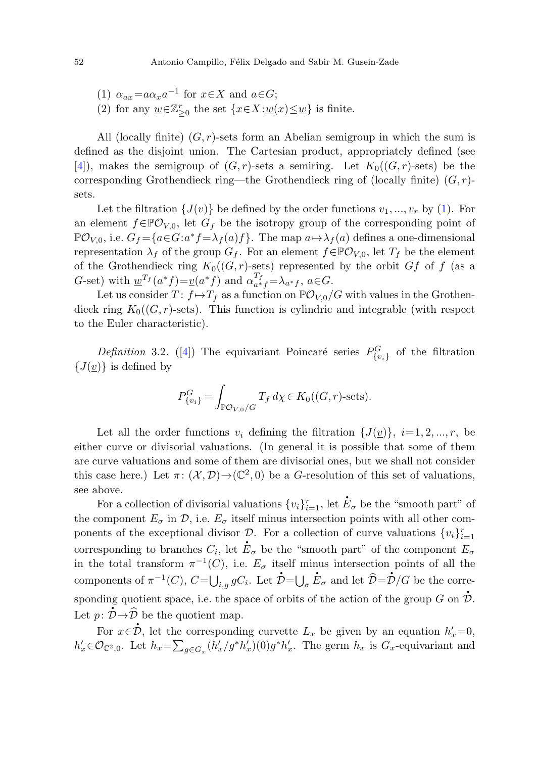(1) $\alpha_{ax} = a\alpha_x a^{-1}$ for $x \in X$ and $a \in G$;

(2) for any $\underline{w} \in \mathbb{Z}^r_{\geq 0}$ the set $\{x \in X : \underline{w}(x) \leq \underline{w}\}$ is finite.

All (locally finite) $(G, r)$-sets form an Abelian semigroup in which the sum is defined as the disjoint union. The Cartesian product, appropriately defined (see [4]), makes the semigroup of $(G, r)$-sets a semiring. Let $K_0((G, r)\text{-sets})$ be the corresponding Grothendieck ring—the Grothendieck ring of (locally finite) $(G, r)$-sets.

Let the filtration $\{J(\underline{v})\}$ be defined by the order functions $v_1, ..., v_r$ by (1). For an element $f \in \mathbb{P}\mathcal{O}_{V,0}$, let $G_f$ be the isotropy group of the corresponding point of $\mathbb{P}\mathcal{O}_{V,0}$, i.e. $G_f = \{a \in G : a^* f = \lambda_f(a) f\}$. The map $a \mapsto \lambda_f(a)$ defines a one-dimensional representation $\lambda_f$ of the group $G_f$. For an element $f \in \mathbb{P}\mathcal{O}_{V,0}$, let $T_f$ be the element of the Grothendieck ring $K_0((G, r)\text{-sets})$ represented by the orbit $Gf$ of $f$ (as a $G$-set) with $\underline{w}^{T_f}(a^* f) = \underline{v}(a^* f)$ and $\alpha^{T_f}_{a^* f} = \lambda_{a^* f}$, $a \in G$.

Let us consider $T\colon f \mapsto T_f$ as a function on $\mathbb{P}\mathcal{O}_{V,0}/G$ with values in the Grothendieck ring $K_0((G, r)\text{-sets})$. This function is cylindric and integrable (with respect to the Euler characteristic).

*Definition* 3.2. ([4]) The equivariant Poincaré series $P^G_{\{v_i\}}$ of the filtration $\{J(\underline{v})\}$ is defined by

$$P^G_{\{v_i\}} = \int_{\mathbb{P}\mathcal{O}_{V,0}/G} T_f \, d\chi \in K_0((G, r)\text{-sets}).$$

Let all the order functions $v_i$ defining the filtration $\{J(\underline{v})\}$, $i = 1, 2, ..., r$, be either curve or divisorial valuations. (In general it is possible that some of them are curve valuations and some of them are divisorial ones, but we shall not consider this case here.) Let $\pi\colon (\mathcal{X}, \mathcal{D}) \to (\mathbb{C}^2, 0)$ be a $G$-resolution of this set of valuations, see above.

For a collection of divisorial valuations $\{v_i\}^r_{i=1}$, let $\overset{\bullet}{E}_\sigma$ be the "smooth part" of the component $E_\sigma$ in $\mathcal{D}$, i.e. $E_\sigma$ itself minus intersection points with all other components of the exceptional divisor $\mathcal{D}$. For a collection of curve valuations $\{v_i\}^r_{i=1}$ corresponding to branches $C_i$, let $\overset{\bullet}{E}_\sigma$ be the "smooth part" of the component $E_\sigma$ in the total transform $\pi^{-1}(C)$, i.e. $E_\sigma$ itself minus intersection points of all the components of $\pi^{-1}(C)$, $C = \bigcup_{i,g} gC_i$. Let $\overset{\bullet}{\mathcal{D}} = \bigcup_\sigma \overset{\bullet}{E}_\sigma$ and let $\widehat{\mathcal{D}} = \overset{\bullet}{\mathcal{D}}/G$ be the corresponding quotient space, i.e. the space of orbits of the action of the group $G$ on $\overset{\bullet}{\mathcal{D}}$. Let $p\colon \overset{\bullet}{\mathcal{D}} \to \widehat{\mathcal{D}}$ be the quotient map.

For $x \in \overset{\bullet}{\mathcal{D}}$, let the corresponding curvette $L_x$ be given by an equation $h'_x = 0$, $h'_x \in \mathcal{O}_{\mathbb{C}^2,0}$. Let $h_x = \sum_{g \in G_x} (h'_x / g^* h'_x)(0) g^* h'_x$. The germ $h_x$ is $G_x$-equivariant and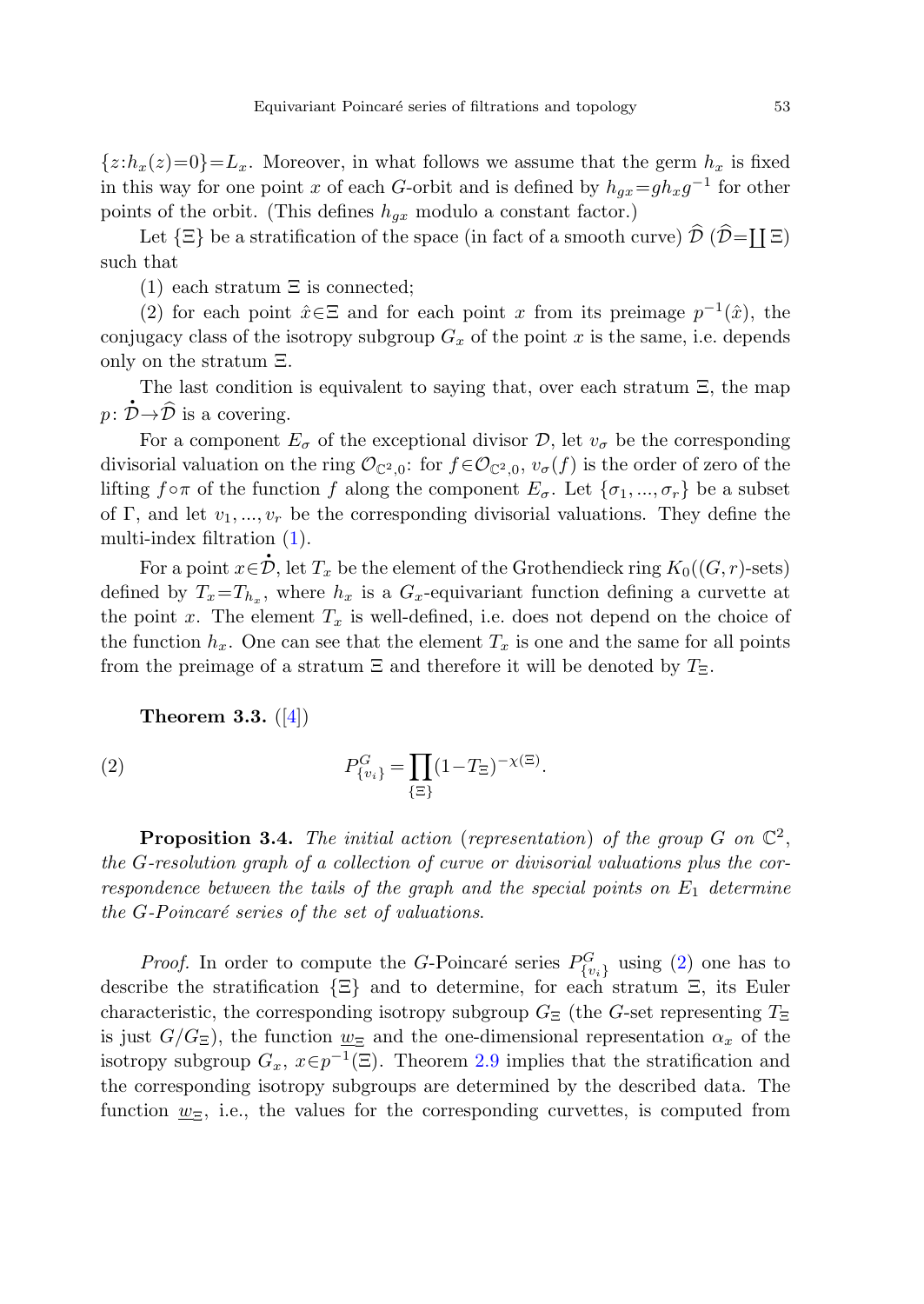$\{z : h_x(z) = 0\} = L_x$. Moreover, in what follows we assume that the germ $h_x$ is fixed in this way for one point $x$ of each $G$-orbit and is defined by $h_{gx} = g h_x g^{-1}$ for other points of the orbit. (This defines $h_{gx}$ modulo a constant factor.)

Let $\{\Xi\}$ be a stratification of the space (in fact of a smooth curve) $\widehat{\mathcal{D}}$ ($\widehat{\mathcal{D}} = \coprod \Xi$) such that

(1) each stratum $\Xi$ is connected;

(2) for each point $\hat{x} \in \Xi$ and for each point $x$ from its preimage $p^{-1}(\hat{x})$, the conjugacy class of the isotropy subgroup $G_x$ of the point $x$ is the same, i.e. depends only on the stratum $\Xi$.

The last condition is equivalent to saying that, over each stratum $\Xi$, the map $p\colon \overset{\bullet}{\mathcal{D}} \to \widehat{\mathcal{D}}$ is a covering.

For a component $E_\sigma$ of the exceptional divisor $\mathcal{D}$, let $v_\sigma$ be the corresponding divisorial valuation on the ring $\mathcal{O}_{\mathbb{C}^2,0}$: for $f \in \mathcal{O}_{\mathbb{C}^2,0}$, $v_\sigma(f)$ is the order of zero of the lifting $f \circ \pi$ of the function $f$ along the component $E_\sigma$. Let $\{\sigma_1, ..., \sigma_r\}$ be a subset of $\Gamma$, and let $v_1, ..., v_r$ be the corresponding divisorial valuations. They define the multi-index filtration (1).

For a point $x \in \overset{\bullet}{\mathcal{D}}$, let $T_x$ be the element of the Grothendieck ring $K_0((G, r)\text{-sets})$ defined by $T_x = T_{h_x}$, where $h_x$ is a $G_x$-equivariant function defining a curvette at the point $x$. The element $T_x$ is well-defined, i.e. does not depend on the choice of the function $h_x$. One can see that the element $T_x$ is one and the same for all points from the preimage of a stratum $\Xi$ and therefore it will be denoted by $T_\Xi$.

**Theorem 3.3.** ([4])

$$P^G_{\{v_i\}} = \prod_{\{\Xi\}} (1 - T_\Xi)^{-\chi(\Xi)}. \tag{2}$$

**Proposition 3.4.** *The initial action (representation) of the group $G$ on $\mathbb{C}^2$, the $G$-resolution graph of a collection of curve or divisorial valuations plus the correspondence between the tails of the graph and the special points on $E_1$ determine the $G$-Poincaré series of the set of valuations.*

*Proof.* In order to compute the $G$-Poincaré series $P^G_{\{v_i\}}$ using (2) one has to describe the stratification $\{\Xi\}$ and to determine, for each stratum $\Xi$, its Euler characteristic, the corresponding isotropy subgroup $G_\Xi$ (the $G$-set representing $T_\Xi$ is just $G/G_\Xi$), the function $\underline{w}_\Xi$ and the one-dimensional representation $\alpha_x$ of the isotropy subgroup $G_x$, $x \in p^{-1}(\Xi)$. Theorem 2.9 implies that the stratification and the corresponding isotropy subgroups are determined by the described data. The function $\underline{w}_\Xi$, i.e., the values for the corresponding curvettes, is computed from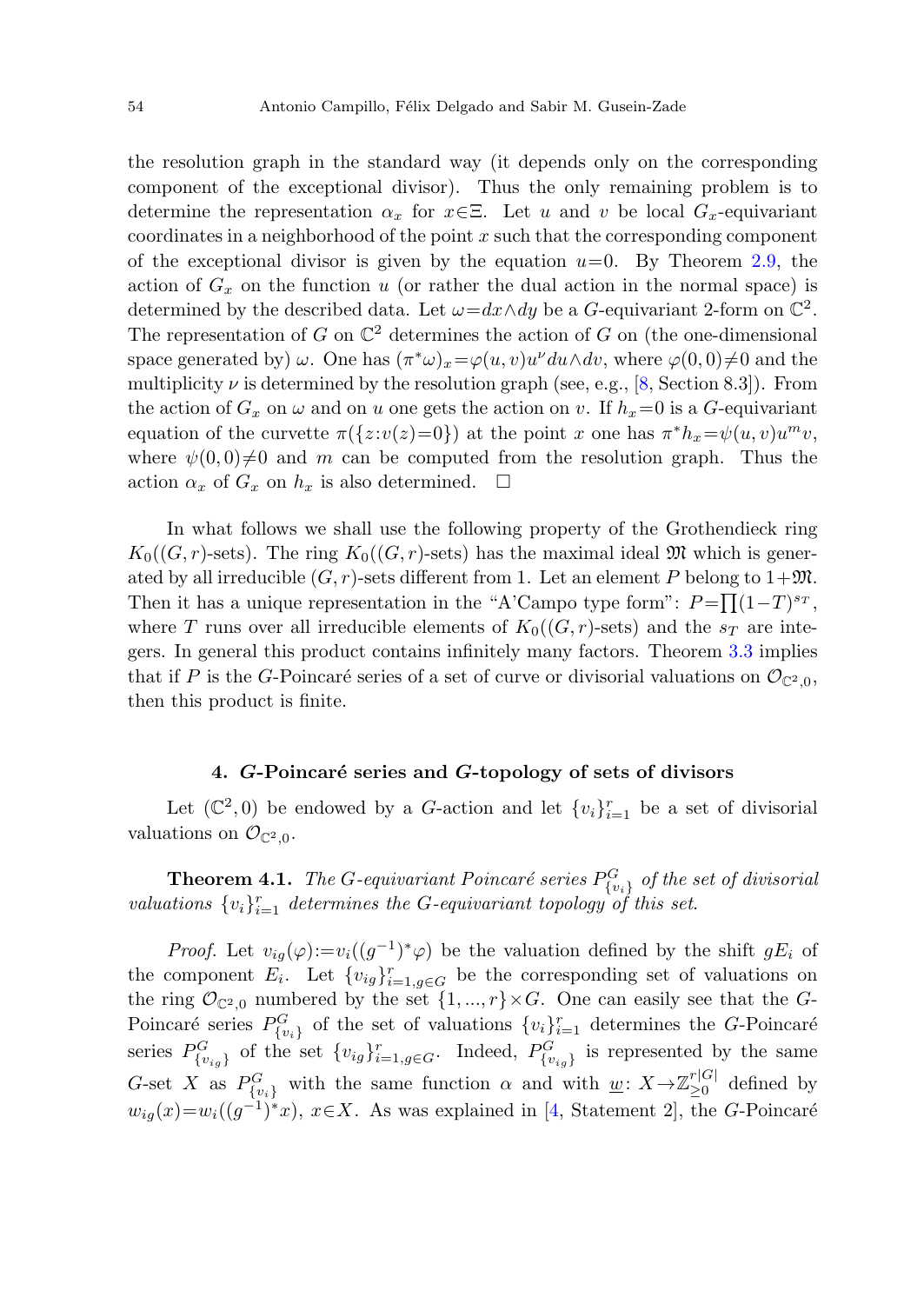the resolution graph in the standard way (it depends only on the corresponding component of the exceptional divisor). Thus the only remaining problem is to determine the representation $\alpha_x$ for $x\in\Xi$. Let $u$ and $v$ be local $G_x$-equivariant coordinates in a neighborhood of the point $x$ such that the corresponding component of the exceptional divisor is given by the equation $u=0$. By Theorem 2.9, the action of $G_x$ on the function $u$ (or rather the dual action in the normal space) is determined by the described data. Let $\omega=dx\wedge dy$ be a $G$-equivariant 2-form on $\mathbb{C}^2$. The representation of $G$ on $\mathbb{C}^2$ determines the action of $G$ on (the one-dimensional space generated by) $\omega$. One has $(\pi^*\omega)_x=\varphi(u,v)u^\nu du\wedge dv$, where $\varphi(0,0)\neq 0$ and the multiplicity $\nu$ is determined by the resolution graph (see, e.g., [8, Section 8.3]). From the action of $G_x$ on $\omega$ and on $u$ one gets the action on $v$. If $h_x=0$ is a $G$-equivariant equation of the curvette $\pi(\{z:v(z)=0\})$ at the point $x$ one has $\pi^*h_x=\psi(u,v)u^m v$, where $\psi(0,0)\neq 0$ and $m$ can be computed from the resolution graph. Thus the action $\alpha_x$ of $G_x$ on $h_x$ is also determined. $\square$

In what follows we shall use the following property of the Grothendieck ring $K_0((G,r)\text{-sets})$. The ring $K_0((G,r)\text{-sets})$ has the maximal ideal $\mathfrak{M}$ which is generated by all irreducible $(G,r)$-sets different from 1. Let an element $P$ belong to $1+\mathfrak{M}$. Then it has a unique representation in the "A'Campo type form": $P=\prod(1-T)^{s_T}$, where $T$ runs over all irreducible elements of $K_0((G,r)\text{-sets})$ and the $s_T$ are integers. In general this product contains infinitely many factors. Theorem 3.3 implies that if $P$ is the $G$-Poincaré series of a set of curve or divisorial valuations on $\mathcal{O}_{\mathbb{C}^2,0}$, then this product is finite.

## 4. $G$-Poincaré series and $G$-topology of sets of divisors

Let $(\mathbb{C}^2,0)$ be endowed by a $G$-action and let $\{v_i\}_{i=1}^r$ be a set of divisorial valuations on $\mathcal{O}_{\mathbb{C}^2,0}$.

**Theorem 4.1.** *The $G$-equivariant Poincaré series $P^G_{\{v_i\}}$ of the set of divisorial valuations $\{v_i\}_{i=1}^r$ determines the $G$-equivariant topology of this set.*

*Proof.* Let $v_{ig}(\varphi):=v_i((g^{-1})^*\varphi)$ be the valuation defined by the shift $gE_i$ of the component $E_i$. Let $\{v_{ig}\}_{i=1,g\in G}^r$ be the corresponding set of valuations on the ring $\mathcal{O}_{\mathbb{C}^2,0}$ numbered by the set $\{1,\dots,r\}\times G$. One can easily see that the $G$-Poincaré series $P^G_{\{v_i\}}$ of the set of valuations $\{v_i\}_{i=1}^r$ determines the $G$-Poincaré series $P^G_{\{v_{ig}\}}$ of the set $\{v_{ig}\}_{i=1,g\in G}^r$. Indeed, $P^G_{\{v_{ig}\}}$ is represented by the same $G$-set $X$ as $P^G_{\{v_i\}}$ with the same function $\alpha$ and with $\underline{w}\colon X\to\mathbb{Z}_{\geq 0}^{r|G|}$ defined by $w_{ig}(x)=w_i((g^{-1})^*x)$, $x\in X$. As was explained in [4, Statement 2], the $G$-Poincaré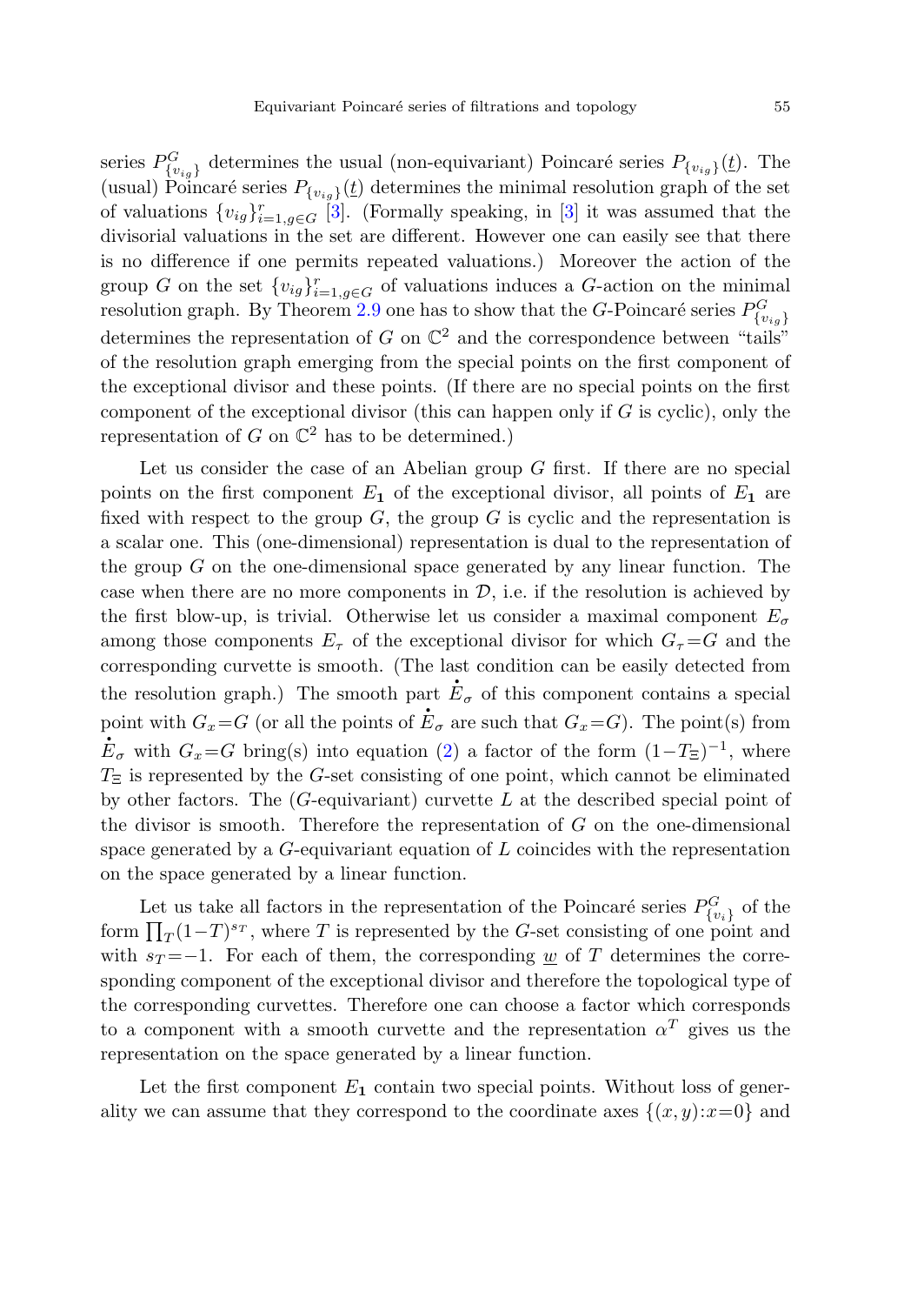series $P^G_{\{v_{ig}\}}$ determines the usual (non-equivariant) Poincaré series $P_{\{v_{ig}\}}(\underline{t})$. The (usual) Poincaré series $P_{\{v_{ig}\}}(\underline{t})$ determines the minimal resolution graph of the set of valuations $\{v_{ig}\}_{i=1,g\in G}^{r}$ [3]. (Formally speaking, in [3] it was assumed that the divisorial valuations in the set are different. However one can easily see that there is no difference if one permits repeated valuations.) Moreover the action of the group $G$ on the set $\{v_{ig}\}_{i=1,g\in G}^{r}$ of valuations induces a $G$-action on the minimal resolution graph. By Theorem 2.9 one has to show that the $G$-Poincaré series $P^G_{\{v_{ig}\}}$ determines the representation of $G$ on $\mathbb{C}^2$ and the correspondence between "tails" of the resolution graph emerging from the special points on the first component of the exceptional divisor and these points. (If there are no special points on the first component of the exceptional divisor (this can happen only if $G$ is cyclic), only the representation of $G$ on $\mathbb{C}^2$ has to be determined.)

Let us consider the case of an Abelian group $G$ first. If there are no special points on the first component $E_{\mathbf{1}}$ of the exceptional divisor, all points of $E_{\mathbf{1}}$ are fixed with respect to the group $G$, the group $G$ is cyclic and the representation is a scalar one. This (one-dimensional) representation is dual to the representation of the group $G$ on the one-dimensional space generated by any linear function. The case when there are no more components in $\mathcal{D}$, i.e. if the resolution is achieved by the first blow-up, is trivial. Otherwise let us consider a maximal component $E_\sigma$ among those components $E_\tau$ of the exceptional divisor for which $G_\tau{=}G$ and the corresponding curvette is smooth. (The last condition can be easily detected from the resolution graph.) The smooth part $\overset{\bullet}{E}_\sigma$ of this component contains a special point with $G_x{=}G$ (or all the points of $\overset{\bullet}{E}_\sigma$ are such that $G_x{=}G$). The point(s) from $\overset{\bullet}{E}_\sigma$ with $G_x{=}G$ bring(s) into equation (2) a factor of the form $(1-T_\Xi)^{-1}$, where $T_\Xi$ is represented by the $G$-set consisting of one point, which cannot be eliminated by other factors. The ($G$-equivariant) curvette $L$ at the described special point of the divisor is smooth. Therefore the representation of $G$ on the one-dimensional space generated by a $G$-equivariant equation of $L$ coincides with the representation on the space generated by a linear function.

Let us take all factors in the representation of the Poincaré series $P^G_{\{v_i\}}$ of the form $\prod_T (1-T)^{s_T}$, where $T$ is represented by the $G$-set consisting of one point and with $s_T{=}{-1}$. For each of them, the corresponding $\underline{w}$ of $T$ determines the corresponding component of the exceptional divisor and therefore the topological type of the corresponding curvettes. Therefore one can choose a factor which corresponds to a component with a smooth curvette and the representation $\alpha^T$ gives us the representation on the space generated by a linear function.

Let the first component $E_{\mathbf{1}}$ contain two special points. Without loss of generality we can assume that they correspond to the coordinate axes $\{(x,y){:}x{=}0\}$ and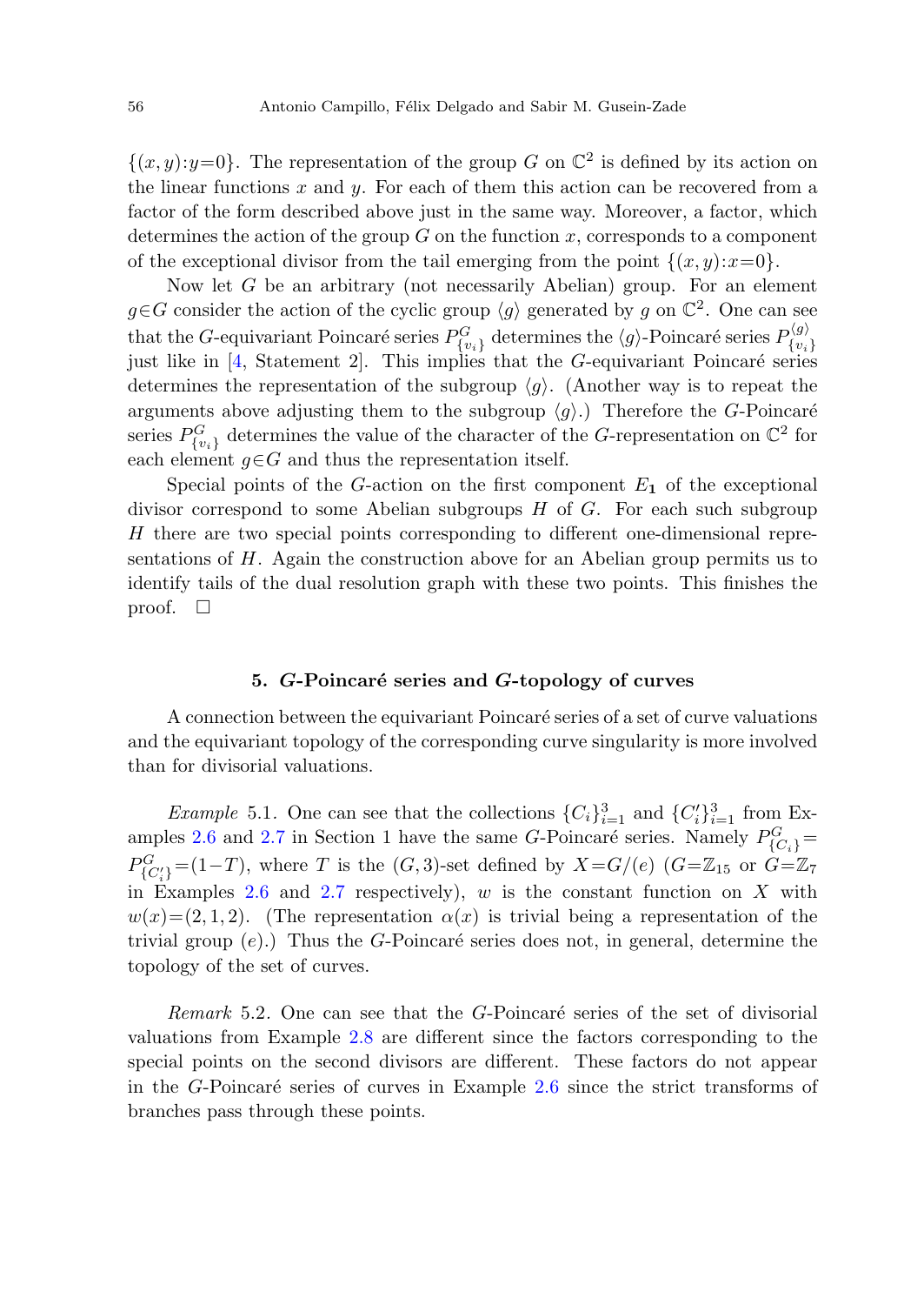$\{(x,y):y=0\}$. The representation of the group $G$ on $\mathbb{C}^2$ is defined by its action on the linear functions $x$ and $y$. For each of them this action can be recovered from a factor of the form described above just in the same way. Moreover, a factor, which determines the action of the group $G$ on the function $x$, corresponds to a component of the exceptional divisor from the tail emerging from the point $\{(x,y):x=0\}$.

Now let $G$ be an arbitrary (not necessarily Abelian) group. For an element $g \in G$ consider the action of the cyclic group $\langle g \rangle$ generated by $g$ on $\mathbb{C}^2$. One can see that the $G$-equivariant Poincaré series $P^G_{\{v_i\}}$ determines the $\langle g \rangle$-Poincaré series $P^{\langle g \rangle}_{\{v_i\}}$ just like in [4, Statement 2]. This implies that the $G$-equivariant Poincaré series determines the representation of the subgroup $\langle g \rangle$. (Another way is to repeat the arguments above adjusting them to the subgroup $\langle g \rangle$.) Therefore the $G$-Poincaré series $P^G_{\{v_i\}}$ determines the value of the character of the $G$-representation on $\mathbb{C}^2$ for each element $g \in G$ and thus the representation itself.

Special points of the $G$-action on the first component $E_{\mathbf{1}}$ of the exceptional divisor correspond to some Abelian subgroups $H$ of $G$. For each such subgroup $H$ there are two special points corresponding to different one-dimensional representations of $H$. Again the construction above for an Abelian group permits us to identify tails of the dual resolution graph with these two points. This finishes the proof. □

## 5. $G$-Poincaré series and $G$-topology of curves

A connection between the equivariant Poincaré series of a set of curve valuations and the equivariant topology of the corresponding curve singularity is more involved than for divisorial valuations.

*Example* 5.1. One can see that the collections $\{C_i\}_{i=1}^3$ and $\{C'_i\}_{i=1}^3$ from Examples 2.6 and 2.7 in Section 1 have the same $G$-Poincaré series. Namely $P^G_{\{C_i\}} = P^G_{\{C'_i\}} = (1-T)$, where $T$ is the $(G,3)$-set defined by $X = G/(e)$ ($G = \mathbb{Z}_{15}$ or $G = \mathbb{Z}_7$ in Examples 2.6 and 2.7 respectively), $w$ is the constant function on $X$ with $w(x) = (2,1,2)$. (The representation $\alpha(x)$ is trivial being a representation of the trivial group $(e)$.) Thus the $G$-Poincaré series does not, in general, determine the topology of the set of curves.

*Remark* 5.2. One can see that the $G$-Poincaré series of the set of divisorial valuations from Example 2.8 are different since the factors corresponding to the special points on the second divisors are different. These factors do not appear in the $G$-Poincaré series of curves in Example 2.6 since the strict transforms of branches pass through these points.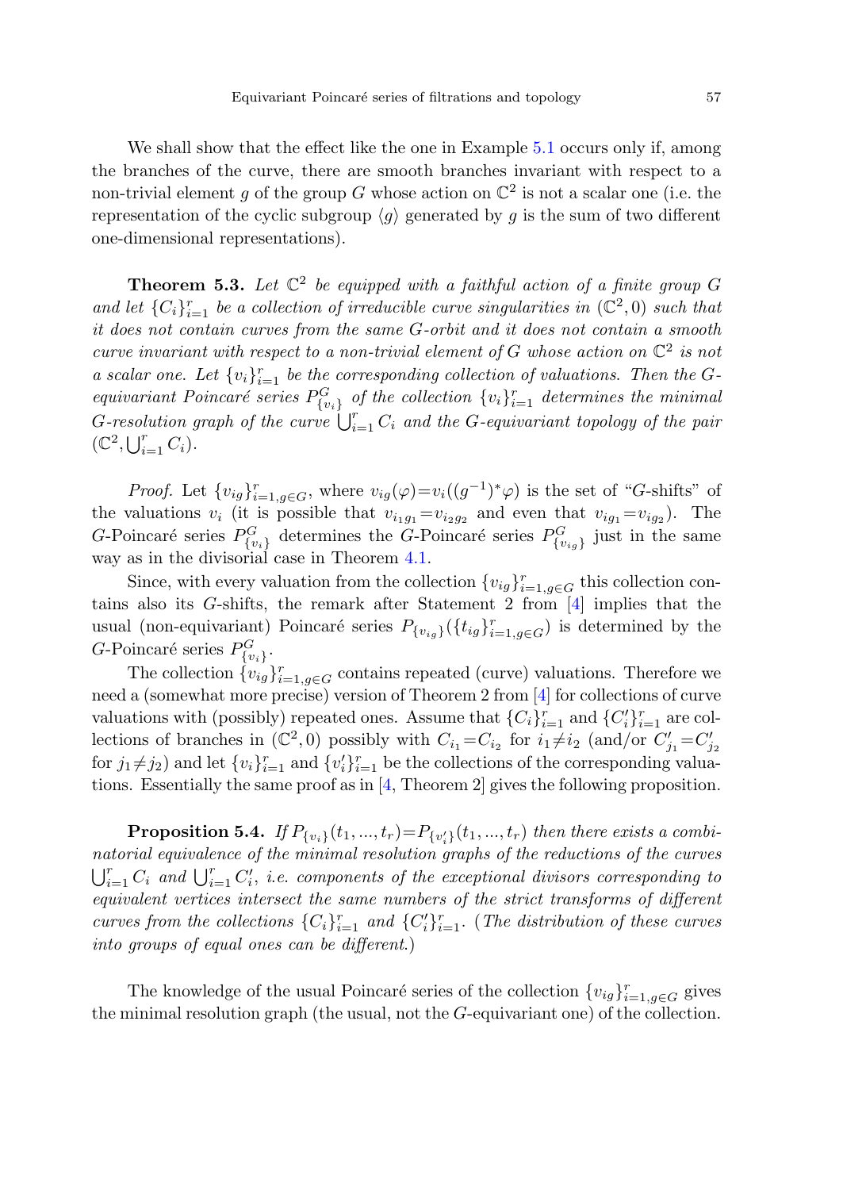We shall show that the effect like the one in Example 5.1 occurs only if, among the branches of the curve, there are smooth branches invariant with respect to a non-trivial element $g$ of the group $G$ whose action on $\mathbb{C}^2$ is not a scalar one (i.e. the representation of the cyclic subgroup $\langle g\rangle$ generated by $g$ is the sum of two different one-dimensional representations).

**Theorem 5.3.** *Let $\mathbb{C}^2$ be equipped with a faithful action of a finite group $G$ and let $\{C_i\}_{i=1}^r$ be a collection of irreducible curve singularities in $(\mathbb{C}^2, 0)$ such that it does not contain curves from the same $G$-orbit and it does not contain a smooth curve invariant with respect to a non-trivial element of $G$ whose action on $\mathbb{C}^2$ is not a scalar one. Let $\{v_i\}_{i=1}^r$ be the corresponding collection of valuations. Then the $G$-equivariant Poincaré series $P^G_{\{v_i\}}$ of the collection $\{v_i\}_{i=1}^r$ determines the minimal $G$-resolution graph of the curve $\bigcup_{i=1}^r C_i$ and the $G$-equivariant topology of the pair $(\mathbb{C}^2, \bigcup_{i=1}^r C_i)$.*

*Proof.* Let $\{v_{ig}\}_{i=1,g\in G}^r$, where $v_{ig}(\varphi)=v_i((g^{-1})^*\varphi)$ is the set of "$G$-shifts" of the valuations $v_i$ (it is possible that $v_{i_1g_1}=v_{i_2g_2}$ and even that $v_{ig_1}=v_{ig_2}$). The $G$-Poincaré series $P^G_{\{v_i\}}$ determines the $G$-Poincaré series $P^G_{\{v_{ig}\}}$ just in the same way as in the divisorial case in Theorem 4.1.

Since, with every valuation from the collection $\{v_{ig}\}_{i=1,g\in G}^r$ this collection contains also its $G$-shifts, the remark after Statement 2 from [4] implies that the usual (non-equivariant) Poincaré series $P_{\{v_{ig}\}}(\{t_{ig}\}_{i=1,g\in G}^r)$ is determined by the $G$-Poincaré series $P^G_{\{v_i\}}$.

The collection $\{v_{ig}\}_{i=1,g\in G}^r$ contains repeated (curve) valuations. Therefore we need a (somewhat more precise) version of Theorem 2 from [4] for collections of curve valuations with (possibly) repeated ones. Assume that $\{C_i\}_{i=1}^r$ and $\{C'_i\}_{i=1}^r$ are collections of branches in $(\mathbb{C}^2, 0)$ possibly with $C_{i_1}=C_{i_2}$ for $i_1\neq i_2$ (and/or $C'_{j_1}=C'_{j_2}$ for $j_1\neq j_2$) and let $\{v_i\}_{i=1}^r$ and $\{v'_i\}_{i=1}^r$ be the collections of the corresponding valuations. Essentially the same proof as in [4, Theorem 2] gives the following proposition.

**Proposition 5.4.** *If $P_{\{v_i\}}(t_1, \ldots, t_r)=P_{\{v'_i\}}(t_1, \ldots, t_r)$ then there exists a combinatorial equivalence of the minimal resolution graphs of the reductions of the curves $\bigcup_{i=1}^r C_i$ and $\bigcup_{i=1}^r C'_i$, i.e. components of the exceptional divisors corresponding to equivalent vertices intersect the same numbers of the strict transforms of different curves from the collections $\{C_i\}_{i=1}^r$ and $\{C'_i\}_{i=1}^r$. (The distribution of these curves into groups of equal ones can be different.)*

The knowledge of the usual Poincaré series of the collection $\{v_{ig}\}_{i=1,g\in G}^r$ gives the minimal resolution graph (the usual, not the $G$-equivariant one) of the collection.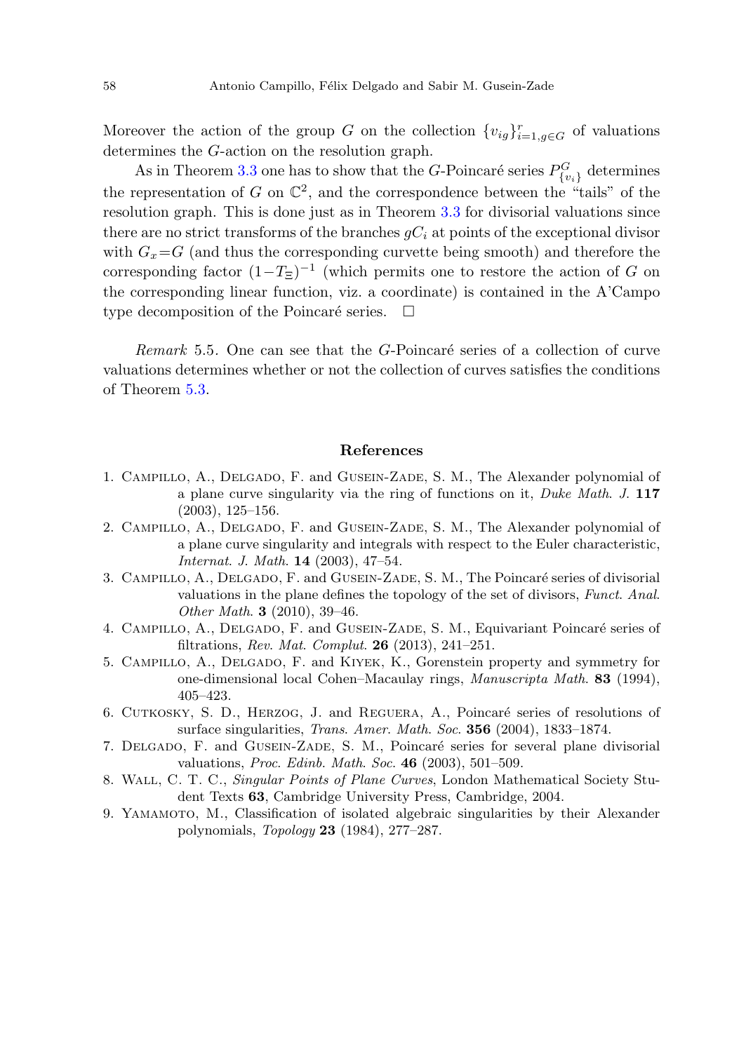Moreover the action of the group $G$ on the collection $\{v_{ig}\}_{i=1,g\in G}^{r}$ of valuations determines the $G$-action on the resolution graph.

As in Theorem 3.3 one has to show that the $G$-Poincaré series $P^G_{\{v_i\}}$ determines the representation of $G$ on $\mathbb{C}^2$, and the correspondence between the "tails" of the resolution graph. This is done just as in Theorem 3.3 for divisorial valuations since there are no strict transforms of the branches $gC_i$ at points of the exceptional divisor with $G_x{=}G$ (and thus the corresponding curvette being smooth) and therefore the corresponding factor $(1{-}T_{\Xi})^{-1}$ (which permits one to restore the action of $G$ on the corresponding linear function, viz. a coordinate) is contained in the A'Campo type decomposition of the Poincaré series. $\square$

*Remark* 5.5. One can see that the $G$-Poincaré series of a collection of curve valuations determines whether or not the collection of curves satisfies the conditions of Theorem 5.3.

## References

1. Campillo, A., Delgado, F. and Gusein-Zade, S. M., The Alexander polynomial of a plane curve singularity via the ring of functions on it, *Duke Math. J.* **117** (2003), 125–156.
2. Campillo, A., Delgado, F. and Gusein-Zade, S. M., The Alexander polynomial of a plane curve singularity and integrals with respect to the Euler characteristic, *Internat. J. Math.* **14** (2003), 47–54.
3. Campillo, A., Delgado, F. and Gusein-Zade, S. M., The Poincaré series of divisorial valuations in the plane defines the topology of the set of divisors, *Funct. Anal. Other Math.* **3** (2010), 39–46.
4. Campillo, A., Delgado, F. and Gusein-Zade, S. M., Equivariant Poincaré series of filtrations, *Rev. Mat. Complut.* **26** (2013), 241–251.
5. Campillo, A., Delgado, F. and Kiyek, K., Gorenstein property and symmetry for one-dimensional local Cohen–Macaulay rings, *Manuscripta Math.* **83** (1994), 405–423.
6. Cutkosky, S. D., Herzog, J. and Reguera, A., Poincaré series of resolutions of surface singularities, *Trans. Amer. Math. Soc.* **356** (2004), 1833–1874.
7. Delgado, F. and Gusein-Zade, S. M., Poincaré series for several plane divisorial valuations, *Proc. Edinb. Math. Soc.* **46** (2003), 501–509.
8. Wall, C. T. C., *Singular Points of Plane Curves*, London Mathematical Society Student Texts **63**, Cambridge University Press, Cambridge, 2004.
9. Yamamoto, M., Classification of isolated algebraic singularities by their Alexander polynomials, *Topology* **23** (1984), 277–287.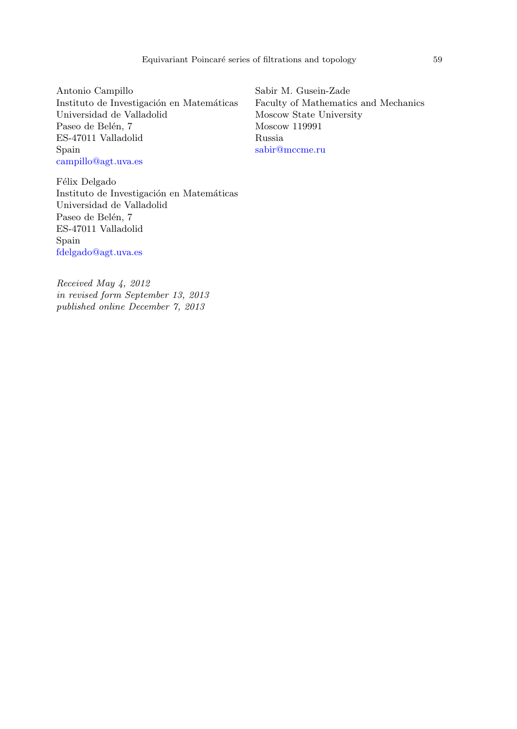Antonio Campillo
Instituto de Investigación en Matemáticas
Universidad de Valladolid
Paseo de Belén, 7
ES-47011 Valladolid
Spain
campillo@agt.uva.es

Félix Delgado
Instituto de Investigación en Matemáticas
Universidad de Valladolid
Paseo de Belén, 7
ES-47011 Valladolid
Spain
fdelgado@agt.uva.es

Sabir M. Gusein-Zade
Faculty of Mathematics and Mechanics
Moscow State University
Moscow 119991
Russia
sabir@mccme.ru

*Received May 4, 2012*
*in revised form September 13, 2013*
*published online December 7, 2013*